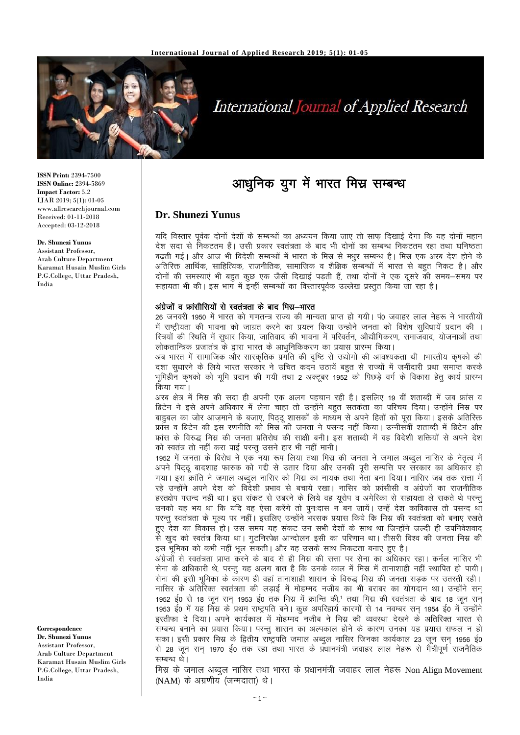**ISSN Print:** 2394-7500
**ISSN Online:** 2394-5869
**Impact Factor:** 5.2
IJAR 2019; 5(1): 01-05
www.allresearchjournal.com
Received: 01-11-2018
Accepted: 03-12-2018

**Dr. Shunezi Yunus**
Assistant Professor,
Arab Culture Department
Karamat Husain Muslim Girls P.G.College, Uttar Pradesh, India

**Correspondence**
**Dr. Shunezi Yunus**
Assistant Professor,
Arab Culture Department
Karamat Husain Muslim Girls P.G.College, Uttar Pradesh, India

# आधुनिक युग में भारत मिस्र सम्बन्ध

## Dr. Shunezi Yunus

यदि विस्तार पूर्वक दोनों देशों के सम्बन्धों का अध्ययन किया जाए तो साफ़ दिखाई देगा कि यह दोनों महान देश सदा से निकटतम हैं। उसी प्रकार स्वतंत्रता के बाद भी दोनों का सम्बन्ध निकटतम रहा तथा घनिष्ठता बढ़ती गई। और आज भी विदेशी सम्बन्धों में भारत के मिस्र से मधुर सम्बन्ध है। मिस्र एक अरब देश होने के अतिरिक्त आर्थिक, साहित्यिक, राजनीतिक, सामाजिक व शैक्षिक सम्बन्धों में भारत से बहुत निकट है। और दोनों की समस्याएं भी बहुत कुछ एक जैसी दिखाई पड़ती हैं, तथा दोनों ने एक दूसरे की समय–समय पर सहायता भी की। इस भाग में इन्हीं सम्बन्धों का विस्तारपूर्वक उल्लेख प्रस्तुत किया जा रहा है।

### अंग्रेजों व फ्रांसीसियों से स्वतंत्रता के बाद मिस्र–भारत

26 जनवरी 1950 में भारत को गणतन्त्र राज्य की मान्यता प्राप्त हो गयी। पं0 जवाहर लाल नेहरू ने भारतीयों में राष्ट्रीयता की भावना को जाग्रत करने का प्रयत्न किया उन्होने जनता को विशेष सुविधायें प्रदान की । स्त्रियों की स्थिति में सुधार किया, जातिवाद की भावना में परिवर्तन, औद्योगिकरण, समाजवाद, योजनाओं तथा लोकतान्त्रिक प्रजातंत्र के द्वारा भारत के आधुनिकिकरण का प्रयास प्रारम्भ किया।

अब भारत में सामाजिक और सास्कृतिक प्रगति की दृष्टि से उद्योगो की आवश्यकता थी ।भारतीय कृषको की दशा सुधारने के लिये भारत सरकार ने उचित कदम उठायें बहुत से राज्यों में जमींदारी प्रथा समाप्त करके भूमिहीन कृषको को भूमि प्रदान की गयी तथा 2 अक्टूबर 1952 को पिछड़े वर्ग के विकास हेतु कार्य प्रारम्भ किया गया।

अरब क्षेत्र में मिस्र की सदा ही अपनी एक अलग पहचान रही है। इसलिए 19 वीं शताब्दी में जब फ्रांस व ब्रिटेन ने इसे अपने अधिकार में लेना चाहा तो उन्होंने बहुत सतर्कता का परिचय दिया। उन्होंने मिस्र पर बाहुबल का जोर आज़माने के बजाए, पिठ्ठू शासकों के माध्यम से अपने हितों को पूरा किया। इसके अतिरिक्त फ्रांस व ब्रिटेन की इस रणनीति को मिस्र की जनता ने पसन्द नहीं किया। उन्नीसवीं शताब्दी में ब्रिटेन और फ्रांस के विरुद्ध मिस्र की जनता प्रतिरोध की साक्षी बनी। इस शताब्दी में वह विदेशी शक्तियों से अपने देश को स्वतंत्र तो नहीं करा पाई परन्तु उसने हार भी नहीं मानी।

1952 में जनता के विरोध ने एक नया रूप लिया तथा मिस्र की जनता ने जमाल अब्दुल नासिर के नेतृत्व में अपने पिट्ठू बादशाह फारुक को गद्दी से उतार दिया और उनकी पूरी सम्पत्ति पर सरकार का अधिकार हो गया। इस क्रांति ने जमाल अब्दुल नासिर को मिस्र का नायक तथा नेता बना दिया। नासिर जब तक सत्ता में रहे उन्होंने अपने देश को विदेशी प्रभाव से बचाये रखा। नासिर को फ्रांसीसी व अंग्रेजों का राजनीतिक हस्तक्षेप पसन्द नहीं था। इस संकट से उबरने के लिये वह यूरोप व अमेरिका से सहायता ले सकते थे परन्तु उनको यह भय था कि यदि वह ऐसा करेंगे तो पुनःदास न बन जायें। उन्हें देश काविकास तो पसन्द था परन्तु स्वतंत्रता के मूल्य पर नहीं। इसलिए उन्होंने भरसक प्रयास किये कि मिस्र की स्वतंत्रता को बनाए रखते हुए देश का विकास हो। उस समय यह संकट उन सभी देशों के साथ था जिन्होंने जल्दी ही उपनिवेशवाद से खुद को स्वतंत्र किया था। गुटनिरपेक्ष आन्दोलन इसी का परिणाम था। तीसरी विश्व की जनता मिस्र की इस भूमिका को कभी नहीं भूल सकती। और वह उसके साथ निकटता बनाए हुए है।

अंग्रेजों से स्वतंत्रता प्राप्त करने के बाद से ही मिस्र की सत्ता पर सेना का अधिकार रहा। कर्नल नासिर भी सेना के अधिकारी थे, परन्तु यह अलग बात है कि उनके काल में मिस्र में तानाशाही नहीं स्थापित हो पायी। सेना की इसी भूमिका के कारण ही वहां तानाशाही शासन के विरुद्ध मिस्र की जनता सड़क पर उतरती रही। नासिर के अतिरिक्त स्वतंत्रता की लड़ाई में मोहम्मद नजीब का भी बराबर का योगदान था। उन्होंने सन् 1952 ई0 से 18 जून सन् 1953 ई0 तक मिस्र में क्रान्ति की,[1] तथा मिस्र की स्वतंत्रता के बाद 18 जून सन् 1953 ई0 में यह मिस्र के प्रथम राष्ट्रपति बने। कुछ अपरिहार्य कारणों से 14 नवम्बर सन् 1954 ई0 में उन्होंने इस्तीफा दे दिया। अपने कार्यकाल में मोहम्मद नजीब ने मिस्र की व्यवस्था देखने के अतिरिक्त भारत से सम्बन्ध बनाने का प्रयास किया। परन्तु शासन का अल्पकाल होने के कारण उनका यह प्रयास सफल न हो सका। इसी प्रकार मिस्र के द्वितीय राष्ट्रपति जमाल अब्दुल नासिर जिनका कार्यकाल 23 जून सन् 1956 ई0 से 28 जून सन् 1970 ई0 तक रहा तथा भारत के प्रधानमंत्री जवाहर लाल नेहरू से मैत्रीपूर्ण राजनैतिक सम्बन्ध थे।

मिस्र के जमाल अब्दुल नासिर तथा भारत के प्रधानमंत्री जवाहर लाल नेहरू Non Align Movement (NAM) के अग्रणीय (जन्मदाता) थे।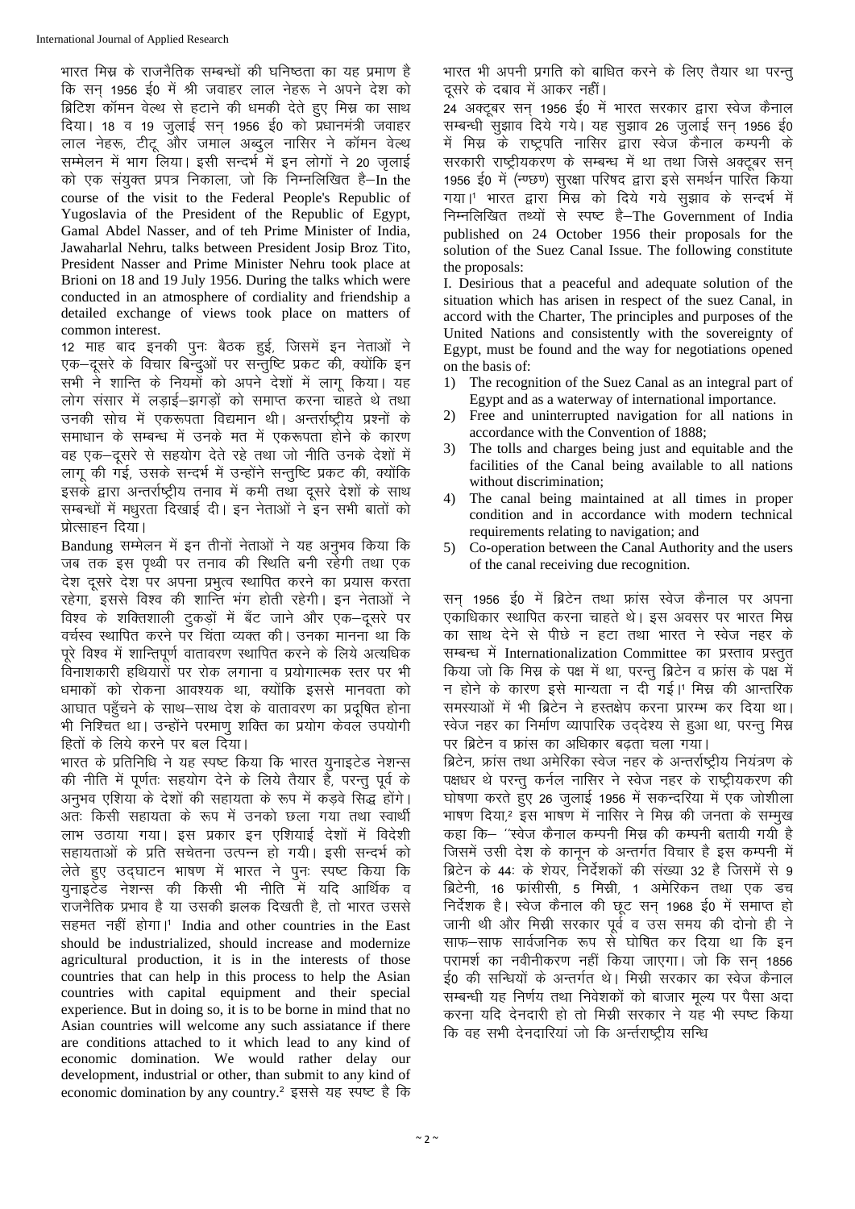भारत मिस्र के राजनैतिक सम्बन्धों की घनिष्ठता का यह प्रमाण है कि सन् 1956 ई0 में श्री जवाहर लाल नेहरू ने अपने देश को ब्रिटिश कॉमन वेल्थ से हटाने की धमकी देते हुए मिस्र का साथ दिया। 18 व 19 जुलाई सन् 1956 ई0 को प्रधानमंत्री जवाहर लाल नेहरू, टीटू और जमाल अब्दुल नासिर ने कॉमन वेल्थ सम्मेलन में भाग लिया। इसी सन्दर्भ में इन लोगों ने 20 जुलाई को एक संयुक्त प्रपत्र निकाला, जो कि निम्नलिखित है–In the course of the visit to the Federal People's Republic of Yugoslavia of the President of the Republic of Egypt, Gamal Abdel Nasser, and of teh Prime Minister of India, Jawaharlal Nehru, talks between President Josip Broz Tito, President Nasser and Prime Minister Nehru took place at Brioni on 18 and 19 July 1956. During the talks which were conducted in an atmosphere of cordiality and friendship a detailed exchange of views took place on matters of common interest.

12 माह बाद इनकी पुनः बैठक हुई, जिसमें इन नेताओं ने एक–दूसरे के विचार बिन्दुओं पर सन्तुष्टि प्रकट की, क्योंकि इन सभी ने शान्ति के नियमों को अपने देशों में लागू किया। यह लोग संसार में लड़ाई–झगड़ों को समाप्त करना चाहते थे तथा उनकी सोच में एकरूपता विद्यमान थी। अन्तर्राष्ट्रीय प्रश्नों के समाधान के सम्बन्ध में उनके मत में एकरूपता होने के कारण वह एक–दूसरे से सहयोग देते रहे तथा जो नीति उनके देशों में लागू की गई, उसके सन्दर्भ में उन्होंने सन्तुष्टि प्रकट की, क्योंकि इसके द्वारा अन्तर्राष्ट्रीय तनाव में कमी तथा दूसरे देशों के साथ सम्बन्धों में मधुरता दिखाई दी। इन नेताओं ने इन सभी बातों को प्रोत्साहन दिया।

Bandung सम्मेलन में इन तीनों नेताओं ने यह अनुभव किया कि जब तक इस पृथ्वी पर तनाव की स्थिति बनी रहेगी तथा एक देश दूसरे देश पर अपना प्रभुत्व स्थापित करने का प्रयास करता रहेगा, इससे विश्व की शान्ति भंग होती रहेगी। इन नेताओं ने विश्व के शक्तिशाली टुकड़ों में बँट जाने और एक–दूसरे पर वर्चस्व स्थापित करने पर चिंता व्यक्त की। उनका मानना था कि पूरे विश्व में शान्तिपूर्ण वातावरण स्थापित करने के लिये अत्यधिक विनाशकारी हथियारों पर रोक लगाना व प्रयोगात्मक स्तर पर भी धमाकों को रोकना आवश्यक था, क्योंकि इससे मानवता को आघात पहुँचने के साथ–साथ देश के वातावरण का प्रदूषित होना भी निश्चित था। उन्होंने परमाणु शक्ति का प्रयोग केवल उपयोगी हितों के लिये करने पर बल दिया।

भारत के प्रतिनिधि ने यह स्पष्ट किया कि भारत युनाइटेड नेशन्स की नीति में पूर्णतः सहयोग देने के लिये तैयार है, परन्तु पूर्व के अनुभव एशिया के देशों की सहायता के रूप में कड़वे सिद्ध होंगे। अतः किसी सहायता के रूप में उनको छला गया तथा स्वार्थी लाभ उठाया गया। इस प्रकार इन एशियाई देशों में विदेशी सहायताओं के प्रति सचेतना उत्पन्न हो गयी। इसी सन्दर्भ को लेते हुए उद्घाटन भाषण में भारत ने पुनः स्पष्ट किया कि युनाइटेड नेशन्स की किसी भी नीति में यदि आर्थिक व राजनैतिक प्रभाव है या उसकी झलक दिखती है, तो भारत उससे सहमत नहीं होगा।[1] India and other countries in the East should be industrialized, should increase and modernize agricultural production, it is in the interests of those countries that can help in this process to help the Asian countries with capital equipment and their special experience. But in doing so, it is to be borne in mind that no Asian countries will welcome any such assiatance if there are conditions attached to it which lead to any kind of economic domination. We would rather delay our development, industrial or other, than submit to any kind of economic domination by any country.[2] इससे यह स्पष्ट है कि भारत भी अपनी प्रगति को बाधित करने के लिए तैयार था परन्तु दूसरे के दबाव में आकर नहीं।

24 अक्टूबर सन् 1956 ई0 में भारत सरकार द्वारा स्वेज कैनाल सम्बन्धी सुझाव दिये गये। यह सुझाव 26 जुलाई सन् 1956 ई0 में मिस्र के राष्ट्रपति नासिर द्वारा स्वेज कैनाल कम्पनी के सरकारी राष्ट्रीयकरण के सम्बन्ध में था तथा जिसे अक्टूबर सन् 1956 ई0 में (न्पछण) सुरक्षा परिषद द्वारा इसे समर्थन पारित किया गया।[1] भारत द्वारा मिस्र को दिये गये सुझाव के सन्दर्भ में निम्नलिखित तथ्यों से स्पष्ट है–The Government of India published on 24 October 1956 their proposals for the solution of the Suez Canal Issue. The following constitute the proposals:

I. Desirious that a peaceful and adequate solution of the situation which has arisen in respect of the suez Canal, in accord with the Charter, The principles and purposes of the United Nations and consistently with the sovereignty of Egypt, must be found and the way for negotiations opened on the basis of:

1) The recognition of the Suez Canal as an integral part of Egypt and as a waterway of international importance.
2) Free and uninterrupted navigation for all nations in accordance with the Convention of 1888;
3) The tolls and charges being just and equitable and the facilities of the Canal being available to all nations without discrimination;
4) The canal being maintained at all times in proper condition and in accordance with modern technical requirements relating to navigation; and
5) Co-operation between the Canal Authority and the users of the canal receiving due recognition.

सन् 1956 ई0 में ब्रिटेन तथा फ्रांस स्वेज कैनाल पर अपना एकाधिकार स्थापित करना चाहते थे। इस अवसर पर भारत मिस्र का साथ देने से पीछे न हटा तथा भारत ने स्वेज नहर के सम्बन्ध में Internationalization Committee का प्रस्ताव प्रस्तुत किया जो कि मिस्र के पक्ष में था, परन्तु ब्रिटेन व फ्रांस के पक्ष में न होने के कारण इसे मान्यता न दी गई।[1] मिस्र की आन्तरिक समस्याओं में भी ब्रिटेन ने हस्तक्षेप करना प्रारम्भ कर दिया था। स्वेज नहर का निर्माण व्यापारिक उद्देश्य से हुआ था, परन्तु मिस्र पर ब्रिटेन व फ्रांस का अधिकार बढ़ता चला गया।

ब्रिटेन, फ्रांस तथा अमेरिका स्वेज नहर के अन्तर्राष्ट्रीय नियंत्रण के पक्षधर थे परन्तु कर्नल नासिर ने स्वेज नहर के राष्ट्रीयकरण की घोषणा करते हुए 26 जुलाई 1956 में सकन्दरिया में एक जोशीला भाषण दिया,[2] इस भाषण में नासिर ने मिस्र की जनता के सम्मुख कहा कि– ''स्वेज कैनाल कम्पनी मिस्र की कम्पनी बतायी गयी है जिसमें उसी देश के कानून के अन्तर्गत विचार है इस कम्पनी में ब्रिटेन के 44ः के शेयर, निर्देशकों की संख्या 32 है जिसमें से 9 ब्रिटेनी, 16 फ्रांसीसी, 5 मिस्री, 1 अमेरिकन तथा एक डच निर्देशक है। स्वेज कैनाल की छूट सन् 1968 ई0 में समाप्त हो जानी थी और मिस्री सरकार पूर्व व उस समय की दोनो ही ने साफ–साफ सार्वजनिक रूप से घोषित कर दिया था कि इन परामर्श का नवीनीकरण नहीं किया जाएगा। जो कि सन् 1856 ई0 की सन्धियों के अन्तर्गत थे। मिस्री सरकार का स्वेज कैनाल सम्बन्धी यह निर्णय तथा निवेशकों को बाजार मूल्य पर पैसा अदा करना यदि देनदारी हो तो मिस्री सरकार ने यह भी स्पष्ट किया कि वह सभी देनदारियां जो कि अन्तर्राष्ट्रीय सन्धि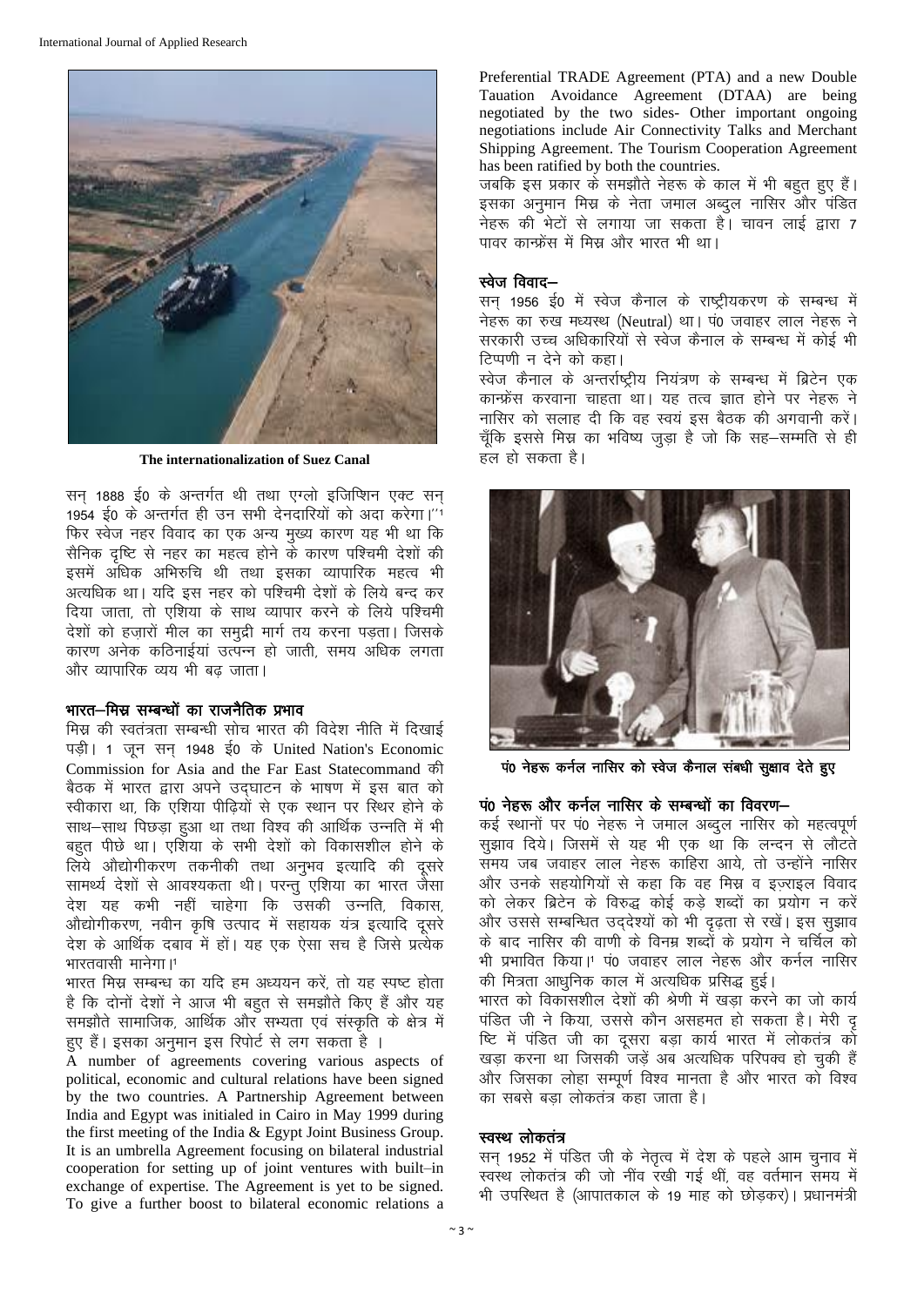The internationalization of Suez Canal

सन् 1888 ई0 के अन्तर्गत थी तथा एंग्लो इजिप्शिन एक्ट सन् 1954 ई0 के अन्तर्गत ही उन सभी देनदारियों को अदा करेगा।''[1] फिर स्वेज नहर विवाद का एक अन्य मुख्य कारण यह भी था कि सैनिक दृष्टि से नहर का महत्व होने के कारण पश्चिमी देशों की इसमें अधिक अभिरुचि थी तथा इसका व्यापारिक महत्व भी अत्यधिक था। यदि इस नहर को पश्चिमी देशों के लिये बन्द कर दिया जाता, तो एशिया के साथ व्यापार करने के लिये पश्चिमी देशों को हज़ारों मील का समुद्री मार्ग तय करना पड़ता। जिसके कारण अनेक कठिनाईयां उत्पन्न हो जाती, समय अधिक लगता और व्यापारिक व्यय भी बढ़ जाता।

## भारत–मिस्र सम्बन्धों का राजनैतिक प्रभाव

मिस्र की स्वतंत्रता सम्बन्धी सोच भारत की विदेश नीति में दिखाई पड़ी। 1 जून सन् 1948 ई0 के United Nation's Economic Commission for Asia and the Far East Statecommand की बैठक में भारत द्वारा अपने उद्घाटन के भाषण में इस बात को स्वीकारा था, कि एशिया पीढ़ियों से एक स्थान पर स्थिर होने के साथ–साथ पिछड़ा हुआ था तथा विश्व की आर्थिक उन्नति में भी बहुत पीछे था। एशिया के सभी देशों को विकासशील होने के लिये औद्योगीकरण तकनीकी तथा अनुभव इत्यादि की दूसरे सामर्थ्य देशों से आवश्यकता थी। परन्तु एशिया का भारत जैसा देश यह कभी नहीं चाहेगा कि उसकी उन्नति, विकास, औद्योगीकरण, नवीन कृषि उत्पाद में सहायक यंत्र इत्यादि दूसरे देश के आर्थिक दबाव में हों। यह एक ऐसा सच है जिसे प्रत्येक भारतवासी मानेगा।[1]

भारत मिस्र सम्बन्ध का यदि हम अध्ययन करें, तो यह स्पष्ट होता है कि दोनों देशों ने आज भी बहुत से समझौते किए हैं और यह समझौते सामाजिक, आर्थिक और सभ्यता एवं संस्कृति के क्षेत्र में हुए हैं। इसका अनुमान इस रिपोर्ट से लग सकता है ।

A number of agreements covering various aspects of political, economic and cultural relations have been signed by the two countries. A Partnership Agreement between India and Egypt was initialed in Cairo in May 1999 during the first meeting of the India & Egypt Joint Business Group. It is an umbrella Agreement focusing on bilateral industrial cooperation for setting up of joint ventures with built–in exchange of expertise. The Agreement is yet to be signed. To give a further boost to bilateral economic relations a Preferential TRADE Agreement (PTA) and a new Double Tauation Avoidance Agreement (DTAA) are being negotiated by the two sides- Other important ongoing negotiations include Air Connectivity Talks and Merchant Shipping Agreement. The Tourism Cooperation Agreement has been ratified by both the countries.

जबकि इस प्रकार के समझौते नेहरू के काल में भी बहुत हुए हैं। इसका अनुमान मिस्र के नेता जमाल अब्दुल नासिर और पंडित नेहरू की भेंटों से लगाया जा सकता है। चावन लाई द्वारा 7 पावर कान्फ्रेंस में मिस्र और भारत भी था।

## स्वेज विवाद–

सन् 1956 ई0 में स्वेज कैनाल के राष्ट्रीयकरण के सम्बन्ध में नेहरू का रुख मध्यस्थ (Neutral) था। पं0 जवाहर लाल नेहरू ने सरकारी उच्च अधिकारियों से स्वेज कैनाल के सम्बन्ध में कोई भी टिप्पणी न देने को कहा।

स्वेज कैनाल के अन्तर्राष्ट्रीय नियंत्रण के सम्बन्ध में ब्रिटेन एक कान्फ्रेंस करवाना चाहता था। यह तत्व ज्ञात होने पर नेहरू ने नासिर को सलाह दी कि वह स्वयं इस बैठक की अगवानी करें। चूँकि इससे मिस्र का भविष्य जुड़ा है जो कि सह–सम्मति से ही हल हो सकता है।

पं0 नेहरू कर्नल नासिर को स्वेज कैनाल संबंधी सुझाव देते हुए

## पं0 नेहरू और कर्नल नासिर के सम्बन्धों का विवरण–

कई स्थानों पर पं0 नेहरू ने जमाल अब्दुल नासिर को महत्वपूर्ण सुझाव दिये। जिसमें से यह भी एक था कि लन्दन से लौटते समय जब जवाहर लाल नेहरू काहिरा आये, तो उन्होंने नासिर और उनके सहयोगियों से कहा कि वह मिस्र व इज़राइल विवाद को लेकर ब्रिटेन के विरुद्ध कोई कड़े शब्दों का प्रयोग न करें और उससे सम्बन्धित उद्देश्यों को भी दृढ़ता से रखें। इस सुझाव के बाद नासिर की वाणी के विनम्र शब्दों के प्रयोग ने चर्चिल को भी प्रभावित किया।[1] पं0 जवाहर लाल नेहरू और कर्नल नासिर की मित्रता आधुनिक काल में अत्यधिक प्रसिद्ध हुई।

भारत को विकासशील देशों की श्रेणी में खड़ा करने का जो कार्य पंडित जी ने किया, उससे कौन असहमत हो सकता है। मेरी दृष्टि में पंडित जी का दूसरा बड़ा कार्य भारत में लोकतंत्र को खड़ा करना था जिसकी जड़ें अब अत्यधिक परिपक्व हो चुकी हैं और जिसका लोहा सम्पूर्ण विश्व मानता है और भारत को विश्व का सबसे बड़ा लोकतंत्र कहा जाता है।

## स्वस्थ लोकतंत्र

सन् 1952 में पंडित जी के नेतृत्व में देश के पहले आम चुनाव में स्वस्थ लोकतंत्र की जो नींव रखी गई थीं, वह वर्तमान समय में भी उपस्थित है (आपातकाल के 19 माह को छोड़कर)। प्रधानमंत्री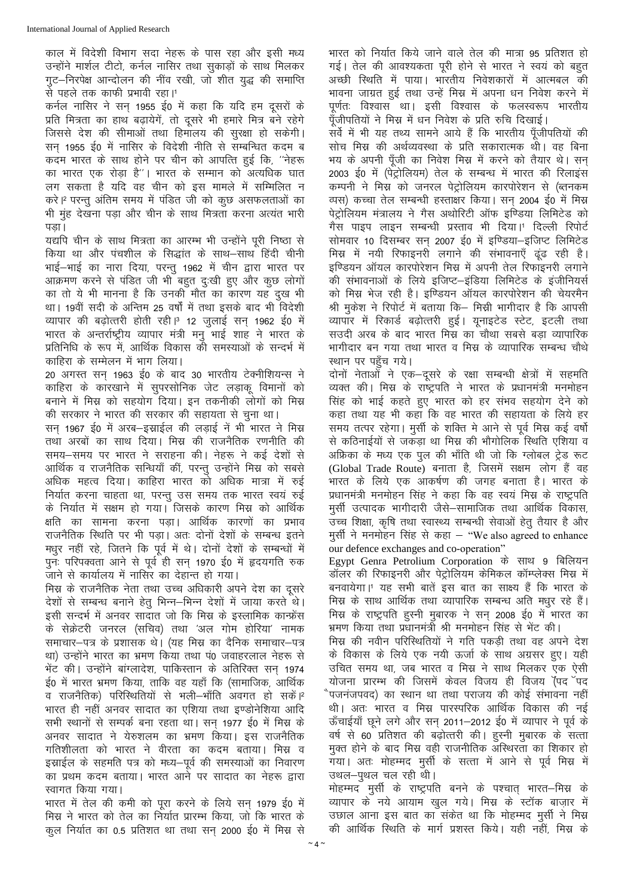काल में विदेशी विभाग सदा नेहरू के पास रहा और इसी मध्य उन्होंने मार्शल टीटो, कर्नल नासिर तथा सुकाड़ों के साथ मिलकर गुट–निरपेक्ष आन्दोलन की नींव रखी, जो शीत युद्ध की समाप्ति से पहले तक काफी प्रभावी रहा।[1]

कर्नल नासिर ने सन् 1955 ई0 में कहा कि यदि हम दूसरों के प्रति मित्रता का हाथ बढ़ायेगें, तो दूसरे भी हमारे मित्र बने रहेगें जिससे देश की सीमाओं तथा हिमालय की सुरक्षा हो सकेगी। सन् 1955 ई0 में नासिर के विदेशी नीति से सम्बन्धित कदम ब कदम भारत के साथ होने पर चीन को आपत्ति हुई कि, "नेहरू का भारत एक रोड़ा है"। भारत के सम्मान को अत्यधिक घात लग सकता है यदि वह चीन को इस मामले में सम्मिलित न करे।[2] परन्तु अंतिम समय में पंडित जी को कुछ असफलताओं का भी मुंह देखना पड़ा और चीन के साथ मित्रता करना अत्यंत भारी पड़ा।

यद्यपि चीन के साथ मित्रता का आरम्भ भी उन्होंने पूरी निष्ठा से किया था और पंचशील के सिद्धांत के साथ–साथ हिंदी चीनी भाई–भाई का नारा दिया, परन्तु 1962 में चीन द्वारा भारत पर आक्रमण करने से पंडित जी भी बहुत दुःखी हुए और कुछ लोगों का तो ये भी मानना है कि उनकी मौत का कारण यह दुख भी था। 19वीं सदी के अन्तिम 25 वर्षों में तथा इसके बाद भी विदेशी व्यापार की बढ़ोत्तरी होती रही।[3] 12 जुलाई सन् 1962 ई0 में भारत के अन्तर्राष्ट्रीय व्यापार मंत्री मनु भाई शाह ने भारत के प्रतिनिधि के रूप में, आर्थिक विकास की समस्याओं के सन्दर्भ में काहिरा के सम्मेलन में भाग लिया।

20 अगस्त सन् 1963 ई0 के बाद 30 भारतीय टेक्नीशियन्स ने काहिरा के कारखाने में सुपरसोनिक जेट लड़ाकू विमानों को बनाने में मिस्र को सहयोग दिया। इन तकनीकी लोगों को मिस्र की सरकार ने भारत की सरकार की सहायता से चुना था।

सन् 1967 ई0 में अरब–इस्राईल की लड़ाई नें भी भारत ने मिस्र तथा अरबों का साथ दिया। मिस्र की राजनैतिक रणनीति की समय–समय पर भारत ने सराहना की। नेहरू ने कई देशों से आर्थिक व राजनैतिक सन्धियाँ कीं, परन्तु उन्होंने मिस्र को सबसे अधिक महत्व दिया। काहिरा भारत को अधिक मात्रा में रुई निर्यात करना चाहता था, परन्तु उस समय तक भारत स्वयं रुई के निर्यात में सक्षम हो गया। जिसके कारण मिस्र को आर्थिक क्षति का सामना करना पड़ा। आर्थिक कारणों का प्रभाव राजनैतिक स्थिति पर भी पड़ा। अतः दोनों देशों के सम्बन्ध इतने मधुर नहीं रहे, जितने कि पूर्व में थे। दोनों देशों के सम्बन्धों में पुनः परिपक्वता आने से पूर्व ही सन् 1970 ई0 में हृदयगति रुक जाने से कार्यालय में नासिर का देहान्त हो गया।

मिस्र के राजनैतिक नेता तथा उच्च अधिकारी अपने देश का दूसरे देशों से सम्बन्ध बनाने हेतु भिन्न–भिन्न देशों में जाया करते थे। इसी सन्दर्भ में अनवर सादात जो कि मिस्र के इस्लामिक कान्फ्रेंस के सेक्रेटरी जनरल (सचिव) तथा 'अल गोम होरिया' नामक समाचार–पत्र के प्रशासक थे। (यह मिस्र का दैनिक समाचार–पत्र था) उन्होंने भारत का भ्रमण किया तथा पं0 जवाहरलाल नेहरू से भेंट की। उन्होंने बांग्लादेश, पाकिस्तान के अतिरिक्त सन् 1974 ई0 में भारत भ्रमण किया, ताकि वह यहाँ कि (सामाजिक, आर्थिक व राजनैतिक) परिस्थितियों से भली–भाँति अवगत हो सकें।[2] भारत ही नहीं अनवर सादात का एशिया तथा इण्डोनेशिया आदि सभी स्थानों से सम्पर्क बना रहता था। सन् 1977 ई0 में मिस्र के अनवर सादात ने येरुशलम का भ्रमण किया। इस राजनैतिक गतिशीलता को भारत ने वीरता का कदम बताया। मिस्र व इस्राईल के सहमति पत्र को मध्य–पूर्व की समस्याओं का निवारण का प्रथम कदम बताया। भारत आने पर सादात का नेहरू द्वारा स्वागत किया गया।

भारत में तेल की कमी को पूरा करने के लिये सन् 1979 ई0 में मिस्र ने भारत को तेल का निर्यात प्रारम्भ किया, जो कि भारत के कुल निर्यात का 0.5 प्रतिशत था तथा सन् 2000 ई0 में मिस्र से भारत को निर्यात किये जाने वाले तेल की मात्रा 95 प्रतिशत हो गई। तेल की आवश्यकता पूरी होने से भारत ने स्वयं को बहुत अच्छी स्थिति में पाया। भारतीय निवेशकारों में आत्मबल की भावना जाग्रत हुई तथा उन्हें मिस्र में अपना धन निवेश करने में पूर्णतः विश्वास था। इसी विश्वास के फलस्वरूप भारतीय पूँजीपतियों ने मिस्र में धन निवेश के प्रति रुचि दिखाई।

सर्वे में भी यह तथ्य सामने आये हैं कि भारतीय पूँजीपतियों की सोच मिस्र की अर्थव्यवस्था के प्रति सकारात्मक थी। वह बिना भय के अपनी पूँजी का निवेश मिस्र में करने को तैयार थे। सन् 2003 ई0 में (पेट्रोलियम) तेल के सम्बन्ध में भारत की रिलाइंस कम्पनी ने मिस्र को जनरल पेट्रोलियम कारपोरेशन से (ब्तनकम व्पस) कच्चा तेल सम्बन्धी हस्ताक्षर किया। सन् 2004 ई0 में मिस्र पेट्रोलियम मंत्रालय ने गैस अथोरिटी ऑफ इण्डिया लिमिटेड को गैस पाइप लाइन सम्बन्धी प्रस्ताव भी दिया।[1] दिल्ली रिपोर्ट सोमवार 10 दिसम्बर सन् 2007 ई0 में इण्डिया–इजिप्ट लिमिटेड मिस्र में नयी रिफाइनरी लगाने की संभावनाएँ ढूंढ रही है। इण्डियन ऑयल कारपोरेशन मिस्र में अपनी तेल रिफाइनरी लगाने की संभावनाओं के लिये इजिप्ट–इंडिया लिमिटेड के इंजीनियर्स को मिस्र भेज रही है। इण्डियन ऑयल कारपोरेशन की चेयरमैन श्री मुकेश ने रिपोर्ट में बताया कि– मिस्री भागीदार है कि आपसी व्यापार में रिकार्ड बढ़ोत्तरी हुई। यूनाइटेड स्टेट, इटली तथा सउदी अरब के बाद भारत मिस्र का चौथा सबसे बड़ा व्यापारिक भागीदार बन गया तथा भारत व मिस्र के व्यापारिक सम्बन्ध चौथे स्थान पर पहुँच गये।

दोनों नेताओं ने एक–दूसरे के रक्षा सम्बन्धी क्षेत्रों में सहमति व्यक्त की। मिस्र के राष्ट्रपति ने भारत के प्रधानमंत्री मनमोहन सिंह को भाई कहते हुए भारत को हर संभव सहयोग देने को कहा तथा यह भी कहा कि वह भारत की सहायता के लिये हर समय तत्पर रहेगा। मुर्सी के शक्ति मे आने से पूर्व मिस्र कई वर्षो से कठिनाईयों से जकड़ा था मिस्र की भौगोलिक स्थिति एशिया व अफ्रिका के मध्य एक पुल की भाँति थी जो कि ग्लोबल ट्रेड रूट (Global Trade Route) बनाता है, जिसमें सक्षम लोग हैं वह भारत के लिये एक आकर्षण की जगह बनाता है। भारत के प्रधानमंत्री मनमोहन सिंह ने कहा कि वह स्वयं मिस्र के राष्ट्रपति मुर्सी उत्पादक भागीदारी जैसे–सामाजिक तथा आर्थिक विकास, उच्च शिक्षा, कृषि तथा स्वास्थ्य सम्बन्धी सेवाओं हेतु तैयार है और मुर्सी ने मनमोहन सिंह से कहा – "We also agreed to enhance our defence exchanges and co-operation"

Egypt Genra Petrolium Corporation के साथ 9 बिलियन डॉलर की रिफाइनरी और पेट्रोलियम केमिकल कॉम्प्लेक्स मिस्र में बनवायेगा।[1] यह सभी बातें इस बात का साक्ष्य हैं कि भारत के मिस्र के साथ आर्थिक तथा व्यापारिक सम्बन्ध अति मधुर रहे हैं। मिस्र के राष्ट्रपति हुस्नी मुबारक ने सन् 2008 ई0 में भारत का भ्रमण किया तथा प्रधानमंत्री श्री मनमोहन सिंह से भेंट की।

मिस्र की नवीन परिस्थितियों ने गति पकड़ी तथा वह अपने देश के विकास के लिये एक नयी ऊर्जा के साथ अग्रसर हुए। यही उचित समय था, जब भारत व मिस्र ने साथ मिलकर एक ऐसी योजना प्रारम्भ की जिसमें केवल विजय ही विजय (पद ँपद ँपजनंजपवद) का स्थान था तथा पराजय की कोई संभावना नहीं थी। अतः भारत व मिस्र पारस्परिक आर्थिक विकास की नई ऊँचाईयाँ छूने लगे और सन् 2011–2012 ई0 में व्यापार ने पूर्व के वर्ष से 60 प्रतिशत की बढ़ोत्तरी की। हुस्नी मुबारक के सत्ता मुक्त होने के बाद मिस्र वही राजनीतिक अस्थिरता का शिकार हो गया। अतः मोहम्मद मुर्सी के सत्ता में आने से पूर्व मिस्र में उथल–पुथल चल रही थी।

मोहम्मद मुर्सी के राष्ट्रपति बनने के पश्चात् भारत–मिस्र के व्यापार के नये आयाम खुल गये। मिस्र के स्टॉक बाज़ार में उछाल आना इस बात का संकेत था कि मोहम्मद मुर्सी ने मिस्र की आर्थिक स्थिति के मार्ग प्रशस्त किये। यही नहीं, मिस्र के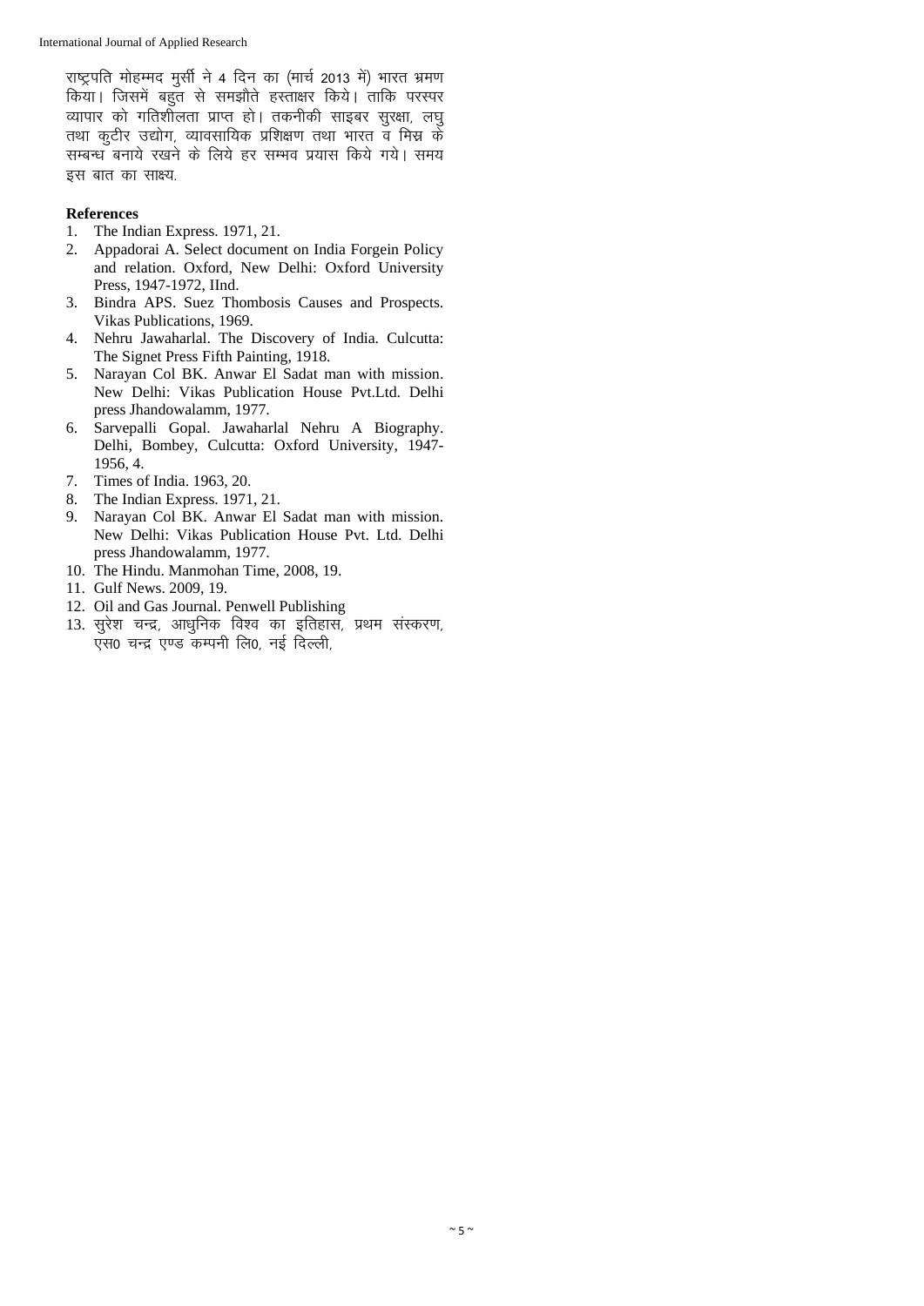राष्ट्रपति मोहम्मद मुर्सी ने 4 दिन का (मार्च 2013 में) भारत भ्रमण किया। जिसमें बहुत से समझौते हस्ताक्षर किये। ताकि परस्पर व्यापार को गतिशीलता प्राप्त हो। तकनीकी साइबर सुरक्षा, लघु तथा कुटीर उद्योग, व्यावसायिक प्रशिक्षण तथा भारत व मिस्र के सम्बन्ध बनाये रखने के लिये हर सम्भव प्रयास किये गये। समय इस बात का साक्ष्य.

## References

1. The Indian Express. 1971, 21.
2. Appadorai A. Select document on India Forgein Policy and relation. Oxford, New Delhi: Oxford University Press, 1947-1972, IInd.
3. Bindra APS. Suez Thombosis Causes and Prospects. Vikas Publications, 1969.
4. Nehru Jawaharlal. The Discovery of India. Culcutta: The Signet Press Fifth Painting, 1918.
5. Narayan Col BK. Anwar El Sadat man with mission. New Delhi: Vikas Publication House Pvt.Ltd. Delhi press Jhandowalamm, 1977.
6. Sarvepalli Gopal. Jawaharlal Nehru A Biography. Delhi, Bombey, Culcutta: Oxford University, 1947-1956, 4.
7. Times of India. 1963, 20.
8. The Indian Express. 1971, 21.
9. Narayan Col BK. Anwar El Sadat man with mission. New Delhi: Vikas Publication House Pvt. Ltd. Delhi press Jhandowalamm, 1977.
10. The Hindu. Manmohan Time, 2008, 19.
11. Gulf News. 2009, 19.
12. Oil and Gas Journal. Penwell Publishing
13. सुरेश चन्द्र, आधुनिक विश्व का इतिहास, प्रथम संस्करण, एस0 चन्द्र एण्ड कम्पनी लि0, नई दिल्ली,